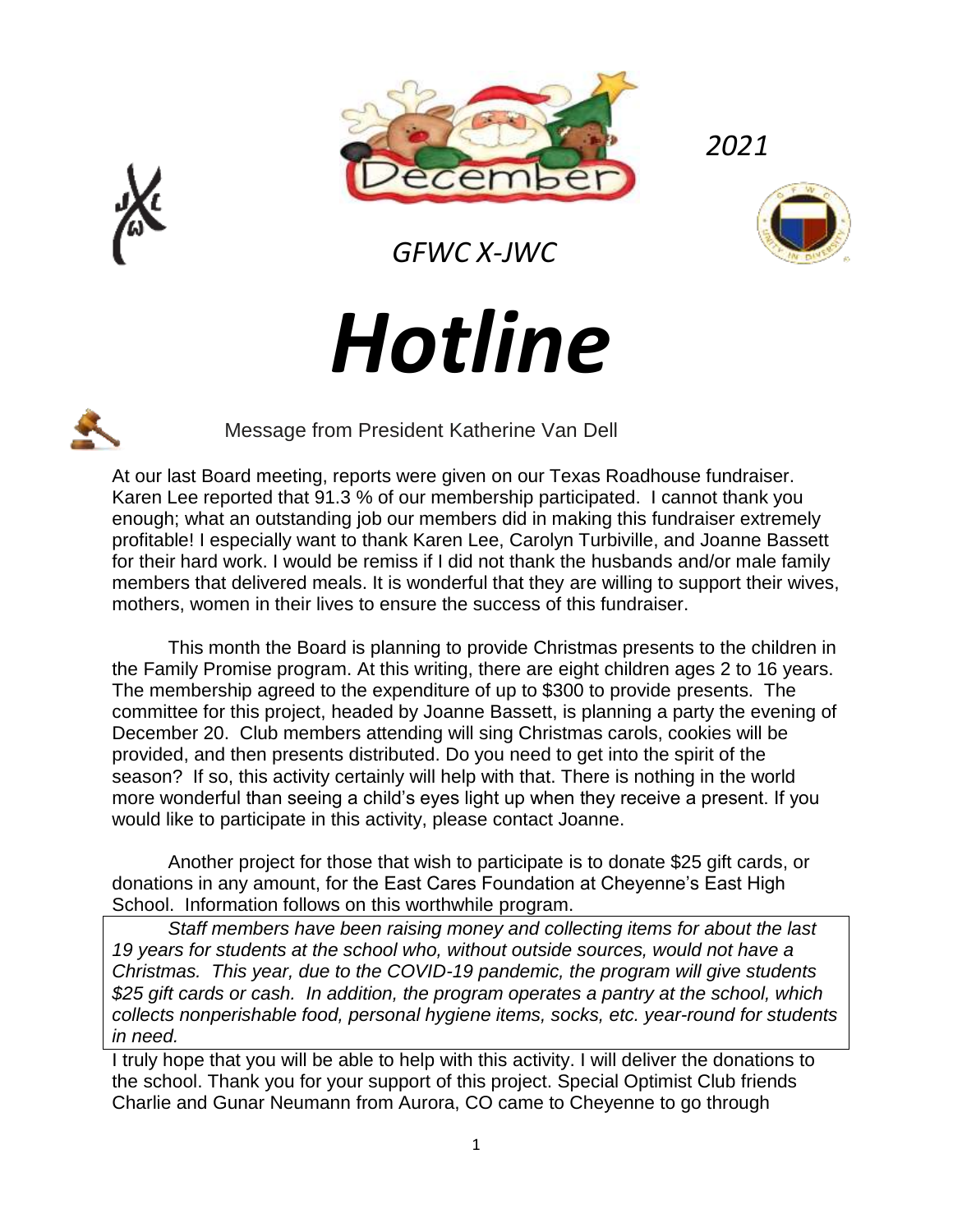2021

GFWC X-JWC

# *Hotline*

Message from President Katherine Van Dell

At our last Board meeting, reports were given on our Texas Roadhouse fundraiser. Karen Lee reported that 91.3 % of our membership participated. I cannot thank you enough; what an outstanding job our members did in making this fundraiser extremely profitable! I especially want to thank Karen Lee, Carolyn Turbiville, and Joanne Bassett for their hard work. I would be remiss if I did not thank the husbands and/or male family members that delivered meals. It is wonderful that they are willing to support their wives, mothers, women in their lives to ensure the success of this fundraiser.

This month the Board is planning to provide Christmas presents to the children in the Family Promise program. At this writing, there are eight children ages 2 to 16 years. The membership agreed to the expenditure of up to $300 to provide presents. The committee for this project, headed by Joanne Bassett, is planning a party the evening of December 20. Club members attending will sing Christmas carols, cookies will be provided, and then presents distributed. Do you need to get into the spirit of the season? If so, this activity certainly will help with that. There is nothing in the world more wonderful than seeing a child's eyes light up when they receive a present. If you would like to participate in this activity, please contact Joanne.

Another project for those that wish to participate is to donate $25 gift cards, or donations in any amount, for the East Cares Foundation at Cheyenne's East High School. Information follows on this worthwhile program.

*Staff members have been raising money and collecting items for about the last 19 years for students at the school who, without outside sources, would not have a Christmas. This year, due to the COVID-19 pandemic, the program will give students $25 gift cards or cash. In addition, the program operates a pantry at the school, which collects nonperishable food, personal hygiene items, socks, etc. year-round for students in need.*

I truly hope that you will be able to help with this activity. I will deliver the donations to the school. Thank you for your support of this project. Special Optimist Club friends Charlie and Gunar Neumann from Aurora, CO came to Cheyenne to go through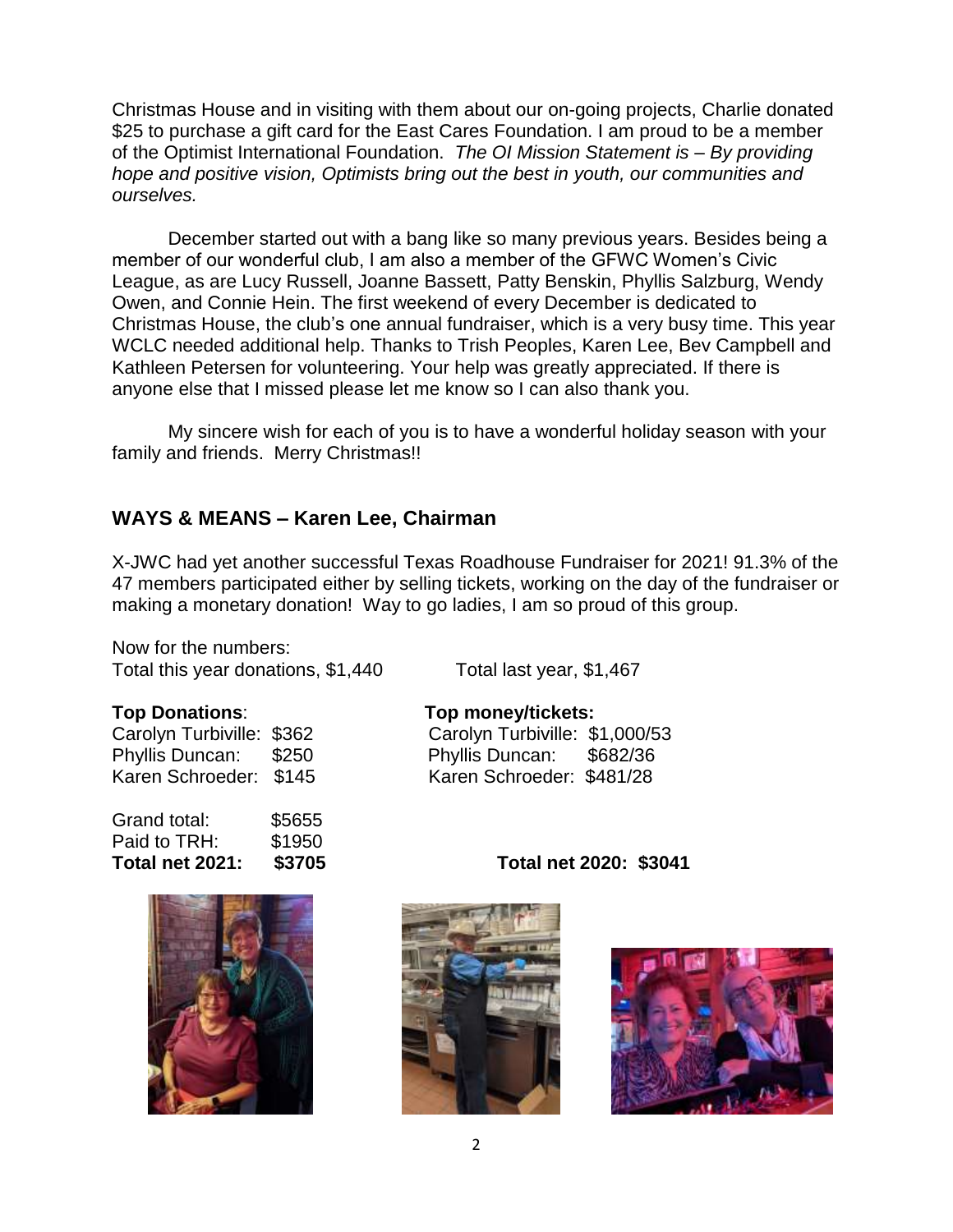Christmas House and in visiting with them about our on-going projects, Charlie donated $25 to purchase a gift card for the East Cares Foundation. I am proud to be a member of the Optimist International Foundation. *The OI Mission Statement is – By providing hope and positive vision, Optimists bring out the best in youth, our communities and ourselves.*

December started out with a bang like so many previous years. Besides being a member of our wonderful club, I am also a member of the GFWC Women's Civic League, as are Lucy Russell, Joanne Bassett, Patty Benskin, Phyllis Salzburg, Wendy Owen, and Connie Hein. The first weekend of every December is dedicated to Christmas House, the club's one annual fundraiser, which is a very busy time. This year WCLC needed additional help. Thanks to Trish Peoples, Karen Lee, Bev Campbell and Kathleen Petersen for volunteering. Your help was greatly appreciated. If there is anyone else that I missed please let me know so I can also thank you.

My sincere wish for each of you is to have a wonderful holiday season with your family and friends. Merry Christmas!!

## WAYS & MEANS – Karen Lee, Chairman

X-JWC had yet another successful Texas Roadhouse Fundraiser for 2021! 91.3% of the 47 members participated either by selling tickets, working on the day of the fundraiser or making a monetary donation! Way to go ladies, I am so proud of this group.

Now for the numbers:
Total this year donations, $1,440 Total last year, $1,467

| **Top Donations**: | | **Top money/tickets:** |
|---|---|---|
| Carolyn Turbiville: | $362 | Carolyn Turbiville: $1,000/53 |
| Phyllis Duncan: | $250 | Phyllis Duncan: $682/36 |
| Karen Schroeder: | $145 | Karen Schroeder: $481/28 |

Grand total: $5655
Paid to TRH: $1950
**Total net 2021: $3705** **Total net 2020: $3041**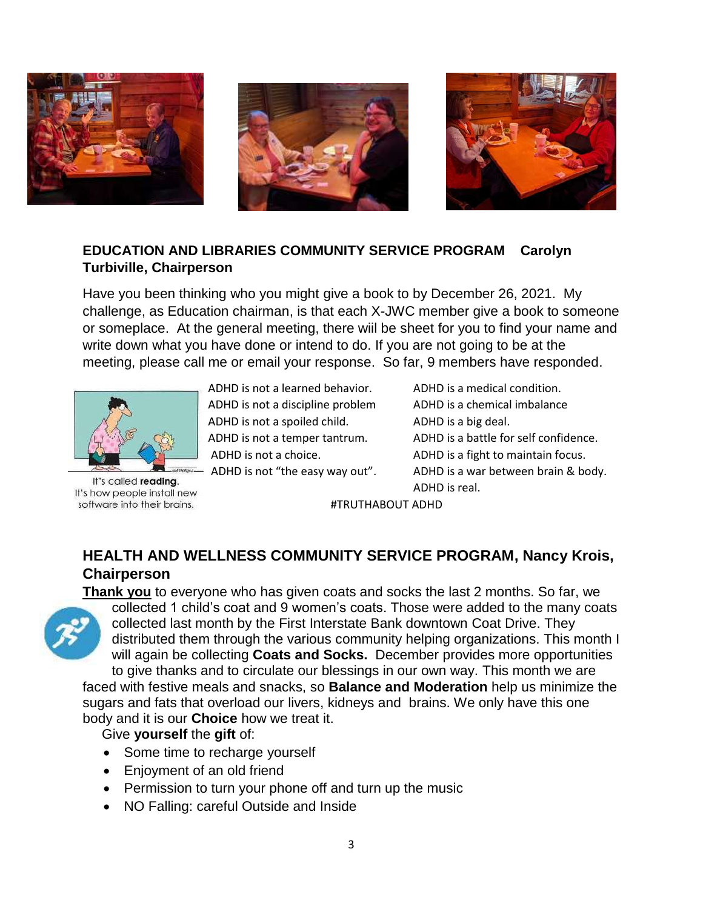## EDUCATION AND LIBRARIES COMMUNITY SERVICE PROGRAM Carolyn Turbiville, Chairperson

Have you been thinking who you might give a book to by December 26, 2021. My challenge, as Education chairman, is that each X-JWC member give a book to someone or someplace. At the general meeting, there wiil be sheet for you to find your name and write down what you have done or intend to do. If you are not going to be at the meeting, please call me or email your response. So far, 9 members have responded.

It's called **reading.** It's how people install new software into their brains.

ADHD is not a learned behavior.
ADHD is not a discipline problem
ADHD is not a spoiled child.
ADHD is not a temper tantrum.
ADHD is not a choice.
ADHD is not "the easy way out".

ADHD is a medical condition.
ADHD is a chemical imbalance
ADHD is a big deal.
ADHD is a battle for self confidence.
ADHD is a fight to maintain focus.
ADHD is a war between brain & body.
ADHD is real.

#TRUTHABOUT ADHD

## HEALTH AND WELLNESS COMMUNITY SERVICE PROGRAM, Nancy Krois, Chairperson

**Thank you** to everyone who has given coats and socks the last 2 months. So far, we collected 1 child's coat and 9 women's coats. Those were added to the many coats collected last month by the First Interstate Bank downtown Coat Drive. They distributed them through the various community helping organizations. This month I will again be collecting **Coats and Socks.** December provides more opportunities to give thanks and to circulate our blessings in our own way. This month we are faced with festive meals and snacks, so **Balance and Moderation** help us minimize the sugars and fats that overload our livers, kidneys and brains. We only have this one body and it is our **Choice** how we treat it.

Give **yourself** the **gift** of:

- Some time to recharge yourself
- Enjoyment of an old friend
- Permission to turn your phone off and turn up the music
- NO Falling: careful Outside and Inside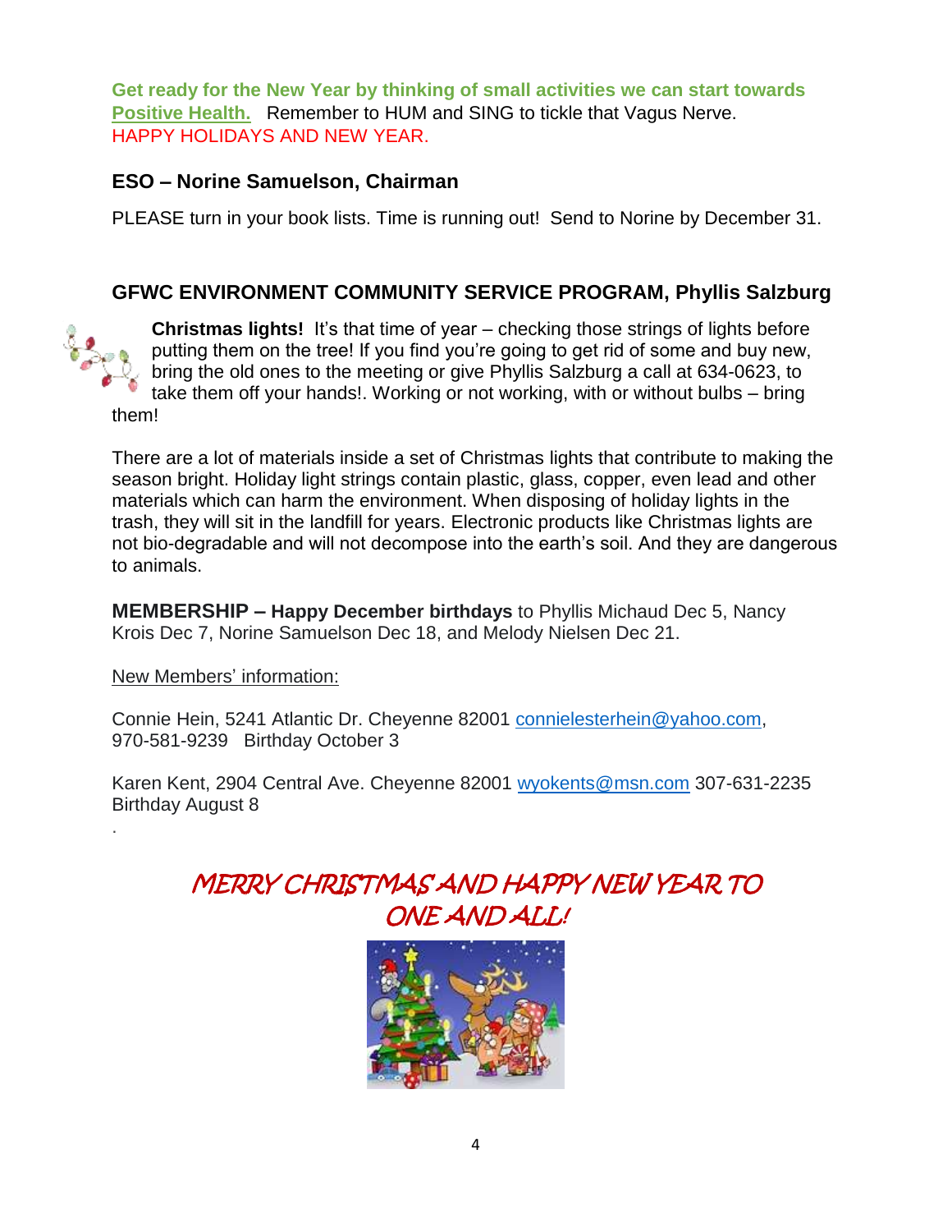**Get ready for the New Year by thinking of small activities we can start towards Positive Health.** Remember to HUM and SING to tickle that Vagus Nerve.
HAPPY HOLIDAYS AND NEW YEAR.

### ESO – Norine Samuelson, Chairman

PLEASE turn in your book lists. Time is running out! Send to Norine by December 31.

### GFWC ENVIRONMENT COMMUNITY SERVICE PROGRAM, Phyllis Salzburg

**Christmas lights!** It's that time of year – checking those strings of lights before putting them on the tree! If you find you're going to get rid of some and buy new, bring the old ones to the meeting or give Phyllis Salzburg a call at 634-0623, to take them off your hands!. Working or not working, with or without bulbs – bring them!

There are a lot of materials inside a set of Christmas lights that contribute to making the season bright. Holiday light strings contain plastic, glass, copper, even lead and other materials which can harm the environment. When disposing of holiday lights in the trash, they will sit in the landfill for years. Electronic products like Christmas lights are not bio-degradable and will not decompose into the earth's soil. And they are dangerous to animals.

**MEMBERSHIP – Happy December birthdays** to Phyllis Michaud Dec 5, Nancy Krois Dec 7, Norine Samuelson Dec 18, and Melody Nielsen Dec 21.

New Members' information:

Connie Hein, 5241 Atlantic Dr. Cheyenne 82001 connielesterhein@yahoo.com, 970-581-9239 Birthday October 3

Karen Kent, 2904 Central Ave. Cheyenne 82001 wyokents@msn.com 307-631-2235 Birthday August 8

.

*MERRY CHRISTMAS AND HAPPY NEW YEAR TO ONE AND ALL!*